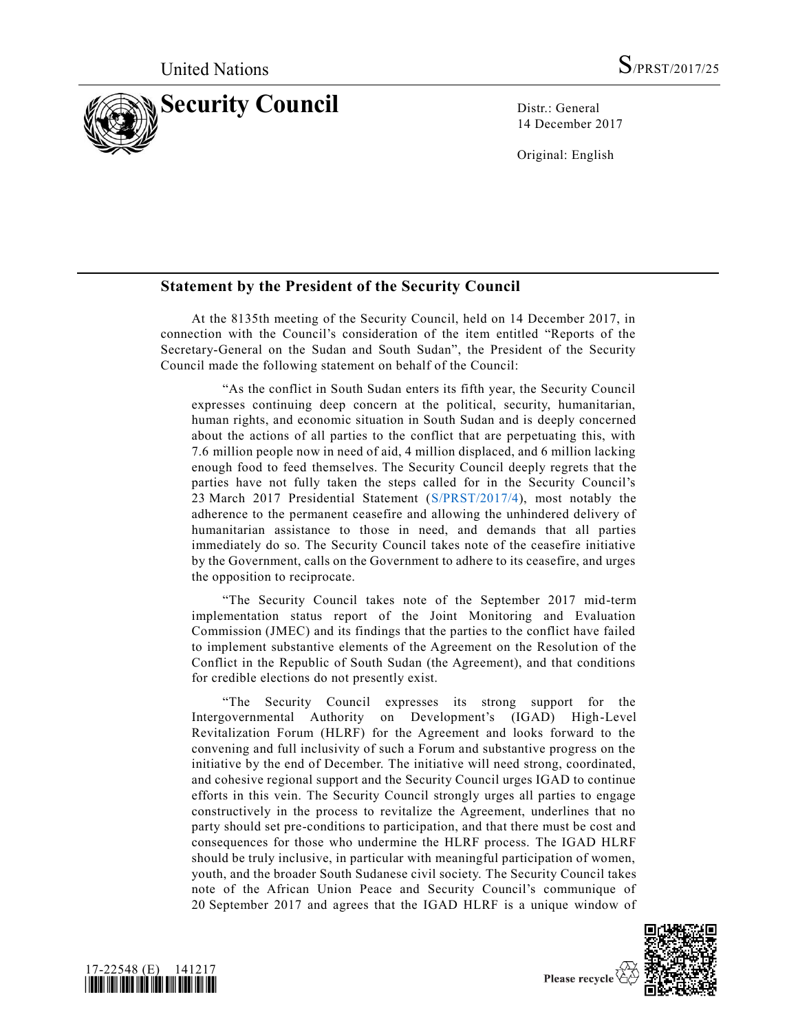United Nations S/PRST/2017/25

# Security Council

Distr.: General
14 December 2017

Original: English

## Statement by the President of the Security Council

At the 8135th meeting of the Security Council, held on 14 December 2017, in connection with the Council's consideration of the item entitled "Reports of the Secretary-General on the Sudan and South Sudan", the President of the Security Council made the following statement on behalf of the Council:

"As the conflict in South Sudan enters its fifth year, the Security Council expresses continuing deep concern at the political, security, humanitarian, human rights, and economic situation in South Sudan and is deeply concerned about the actions of all parties to the conflict that are perpetuating this, with 7.6 million people now in need of aid, 4 million displaced, and 6 million lacking enough food to feed themselves. The Security Council deeply regrets that the parties have not fully taken the steps called for in the Security Council's 23 March 2017 Presidential Statement (S/PRST/2017/4), most notably the adherence to the permanent ceasefire and allowing the unhindered delivery of humanitarian assistance to those in need, and demands that all parties immediately do so. The Security Council takes note of the ceasefire initiative by the Government, calls on the Government to adhere to its ceasefire, and urges the opposition to reciprocate.

"The Security Council takes note of the September 2017 mid-term implementation status report of the Joint Monitoring and Evaluation Commission (JMEC) and its findings that the parties to the conflict have failed to implement substantive elements of the Agreement on the Resolution of the Conflict in the Republic of South Sudan (the Agreement), and that conditions for credible elections do not presently exist.

"The Security Council expresses its strong support for the Intergovernmental Authority on Development's (IGAD) High-Level Revitalization Forum (HLRF) for the Agreement and looks forward to the convening and full inclusivity of such a Forum and substantive progress on the initiative by the end of December. The initiative will need strong, coordinated, and cohesive regional support and the Security Council urges IGAD to continue efforts in this vein. The Security Council strongly urges all parties to engage constructively in the process to revitalize the Agreement, underlines that no party should set pre-conditions to participation, and that there must be cost and consequences for those who undermine the HLRF process. The IGAD HLRF should be truly inclusive, in particular with meaningful participation of women, youth, and the broader South Sudanese civil society. The Security Council takes note of the African Union Peace and Security Council's communique of 20 September 2017 and agrees that the IGAD HLRF is a unique window of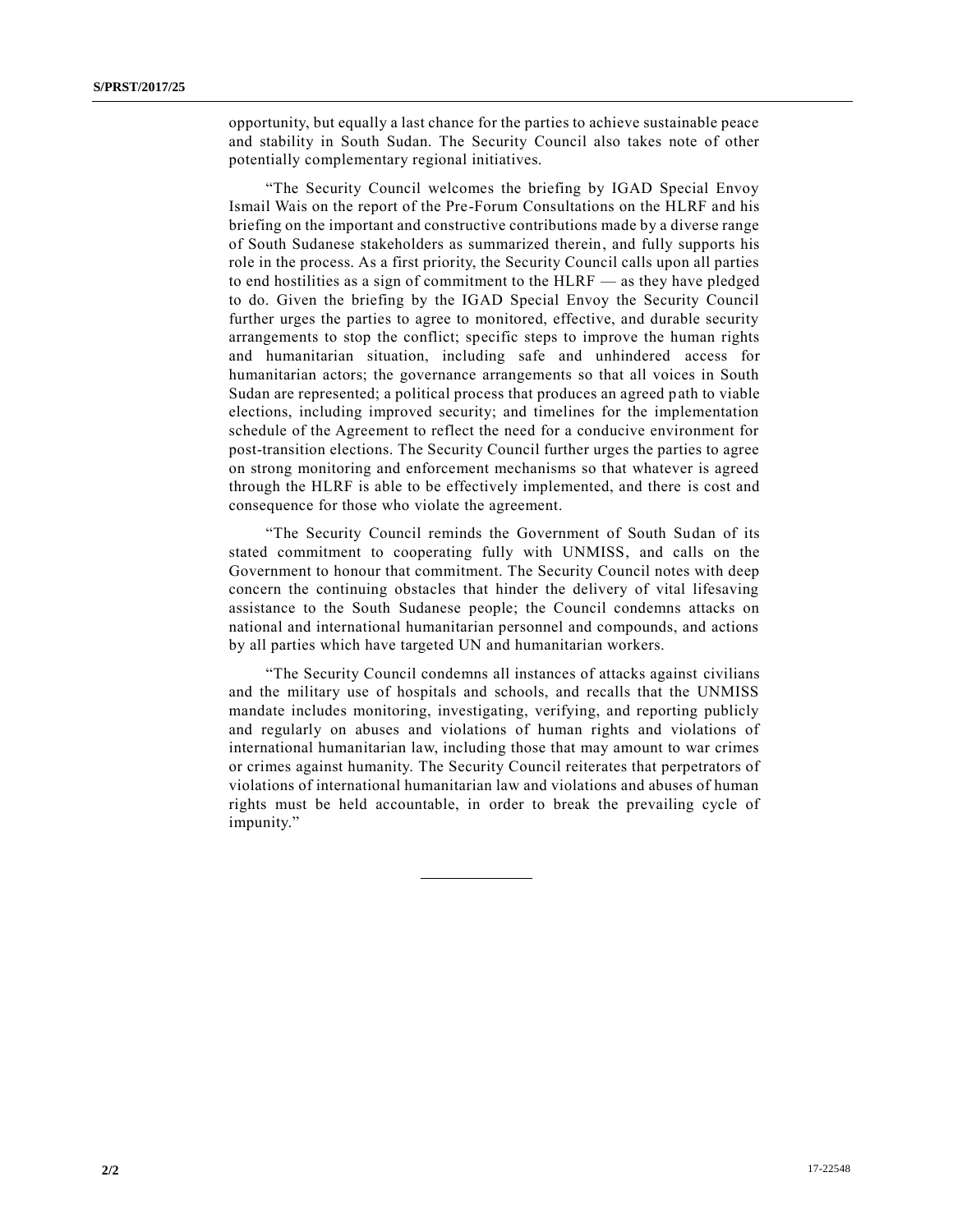opportunity, but equally a last chance for the parties to achieve sustainable peace and stability in South Sudan. The Security Council also takes note of other potentially complementary regional initiatives.

"The Security Council welcomes the briefing by IGAD Special Envoy Ismail Wais on the report of the Pre-Forum Consultations on the HLRF and his briefing on the important and constructive contributions made by a diverse range of South Sudanese stakeholders as summarized therein, and fully supports his role in the process. As a first priority, the Security Council calls upon all parties to end hostilities as a sign of commitment to the HLRF — as they have pledged to do. Given the briefing by the IGAD Special Envoy the Security Council further urges the parties to agree to monitored, effective, and durable security arrangements to stop the conflict; specific steps to improve the human rights and humanitarian situation, including safe and unhindered access for humanitarian actors; the governance arrangements so that all voices in South Sudan are represented; a political process that produces an agreed path to viable elections, including improved security; and timelines for the implementation schedule of the Agreement to reflect the need for a conducive environment for post-transition elections. The Security Council further urges the parties to agree on strong monitoring and enforcement mechanisms so that whatever is agreed through the HLRF is able to be effectively implemented, and there is cost and consequence for those who violate the agreement.

"The Security Council reminds the Government of South Sudan of its stated commitment to cooperating fully with UNMISS, and calls on the Government to honour that commitment. The Security Council notes with deep concern the continuing obstacles that hinder the delivery of vital lifesaving assistance to the South Sudanese people; the Council condemns attacks on national and international humanitarian personnel and compounds, and actions by all parties which have targeted UN and humanitarian workers.

"The Security Council condemns all instances of attacks against civilians and the military use of hospitals and schools, and recalls that the UNMISS mandate includes monitoring, investigating, verifying, and reporting publicly and regularly on abuses and violations of human rights and violations of international humanitarian law, including those that may amount to war crimes or crimes against humanity. The Security Council reiterates that perpetrators of violations of international humanitarian law and violations and abuses of human rights must be held accountable, in order to break the prevailing cycle of impunity."